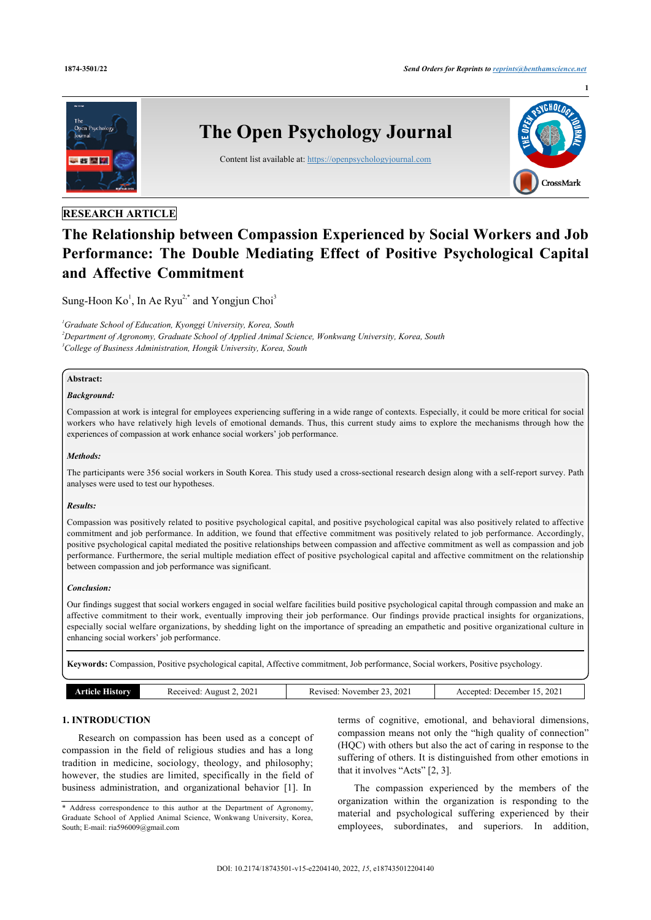RESEARCH ARTICLE

# The Relationship between Compassion Experienced by Social Workers and Job Performance: The Double Mediating Effect of Positive Psychological Capital and Affective Commitment

Sung-Hoon Ko[1], In Ae Ryu[2,*] and Yongjun Choi[3]

[1]Graduate School of Education, Kyonggi University, Korea, South
[2]Department of Agronomy, Graduate School of Applied Animal Science, Wonkwang University, Korea, South
[3]College of Business Administration, Hongik University, Korea, South

**Abstract:**

***Background:***

Compassion at work is integral for employees experiencing suffering in a wide range of contexts. Especially, it could be more critical for social workers who have relatively high levels of emotional demands. Thus, this current study aims to explore the mechanisms through how the experiences of compassion at work enhance social workers' job performance.

***Methods:***

The participants were 356 social workers in South Korea. This study used a cross-sectional research design along with a self-report survey. Path analyses were used to test our hypotheses.

***Results:***

Compassion was positively related to positive psychological capital, and positive psychological capital was also positively related to affective commitment and job performance. In addition, we found that effective commitment was positively related to job performance. Accordingly, positive psychological capital mediated the positive relationships between compassion and affective commitment as well as compassion and job performance. Furthermore, the serial multiple mediation effect of positive psychological capital and affective commitment on the relationship between compassion and job performance was significant.

***Conclusion:***

Our findings suggest that social workers engaged in social welfare facilities build positive psychological capital through compassion and make an affective commitment to their work, eventually improving their job performance. Our findings provide practical insights for organizations, especially social welfare organizations, by shedding light on the importance of spreading an empathetic and positive organizational culture in enhancing social workers' job performance.

**Keywords:** Compassion, Positive psychological capital, Affective commitment, Job performance, Social workers, Positive psychology.

| Article History | Received: August 2, 2021 | Revised: November 23, 2021 | Accepted: December 15, 2021 |
|---|---|---|---|

## 1. INTRODUCTION

Research on compassion has been used as a concept of compassion in the field of religious studies and has a long tradition in medicine, sociology, theology, and philosophy; however, the studies are limited, specifically in the field of business administration, and organizational behavior [1]. In terms of cognitive, emotional, and behavioral dimensions, compassion means not only the "high quality of connection" (HQC) with others but also the act of caring in response to the suffering of others. It is distinguished from other emotions in that it involves "Acts" [2, 3].

The compassion experienced by the members of the organization within the organization is responding to the material and psychological suffering experienced by their employees, subordinates, and superiors. In addition,

\* Address correspondence to this author at the Department of Agronomy, Graduate School of Applied Animal Science, Wonkwang University, Korea, South; E-mail: ria596009@gmail.com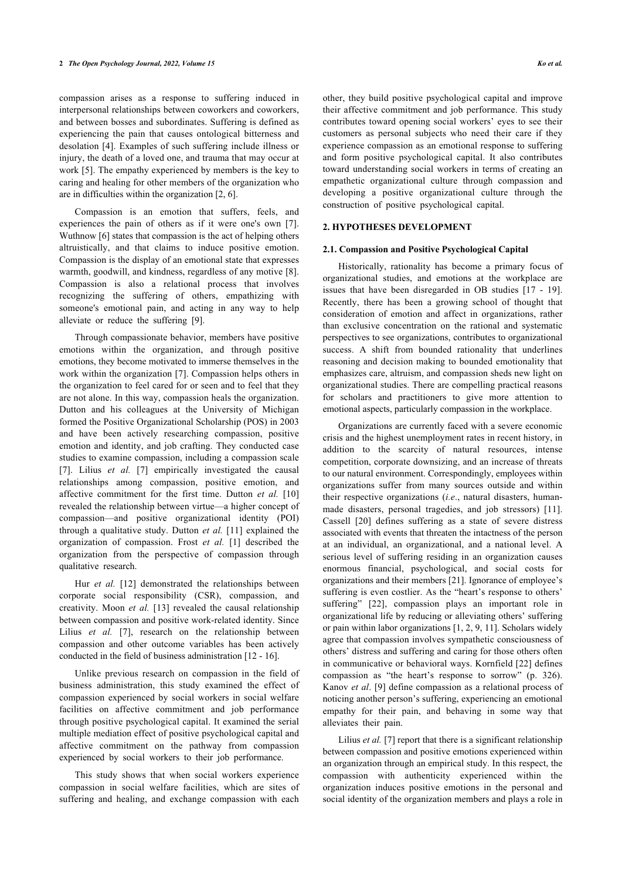compassion arises as a response to suffering induced in interpersonal relationships between coworkers and coworkers, and between bosses and subordinates. Suffering is defined as experiencing the pain that causes ontological bitterness and desolation [4]. Examples of such suffering include illness or injury, the death of a loved one, and trauma that may occur at work [5]. The empathy experienced by members is the key to caring and healing for other members of the organization who are in difficulties within the organization [2, 6].

Compassion is an emotion that suffers, feels, and experiences the pain of others as if it were one's own [7]. Wuthnow [6] states that compassion is the act of helping others altruistically, and that claims to induce positive emotion. Compassion is the display of an emotional state that expresses warmth, goodwill, and kindness, regardless of any motive [8]. Compassion is also a relational process that involves recognizing the suffering of others, empathizing with someone's emotional pain, and acting in any way to help alleviate or reduce the suffering [9].

Through compassionate behavior, members have positive emotions within the organization, and through positive emotions, they become motivated to immerse themselves in the work within the organization [7]. Compassion helps others in the organization to feel cared for or seen and to feel that they are not alone. In this way, compassion heals the organization. Dutton and his colleagues at the University of Michigan formed the Positive Organizational Scholarship (POS) in 2003 and have been actively researching compassion, positive emotion and identity, and job crafting. They conducted case studies to examine compassion, including a compassion scale [7]. Lilius *et al.* [7] empirically investigated the causal relationships among compassion, positive emotion, and affective commitment for the first time. Dutton *et al.* [10] revealed the relationship between virtue—a higher concept of compassion—and positive organizational identity (POI) through a qualitative study. Dutton *et al.* [11] explained the organization of compassion. Frost *et al.* [1] described the organization from the perspective of compassion through qualitative research.

Hur *et al.* [12] demonstrated the relationships between corporate social responsibility (CSR), compassion, and creativity. Moon *et al.* [13] revealed the causal relationship between compassion and positive work-related identity. Since Lilius *et al.* [7], research on the relationship between compassion and other outcome variables has been actively conducted in the field of business administration [12 - 16].

Unlike previous research on compassion in the field of business administration, this study examined the effect of compassion experienced by social workers in social welfare facilities on affective commitment and job performance through positive psychological capital. It examined the serial multiple mediation effect of positive psychological capital and affective commitment on the pathway from compassion experienced by social workers to their job performance.

This study shows that when social workers experience compassion in social welfare facilities, which are sites of suffering and healing, and exchange compassion with each other, they build positive psychological capital and improve their affective commitment and job performance. This study contributes toward opening social workers' eyes to see their customers as personal subjects who need their care if they experience compassion as an emotional response to suffering and form positive psychological capital. It also contributes toward understanding social workers in terms of creating an empathetic organizational culture through compassion and developing a positive organizational culture through the construction of positive psychological capital.

## 2. HYPOTHESES DEVELOPMENT

### 2.1. Compassion and Positive Psychological Capital

Historically, rationality has become a primary focus of organizational studies, and emotions at the workplace are issues that have been disregarded in OB studies [17 - 19]. Recently, there has been a growing school of thought that consideration of emotion and affect in organizations, rather than exclusive concentration on the rational and systematic perspectives to see organizations, contributes to organizational success. A shift from bounded rationality that underlines reasoning and decision making to bounded emotionality that emphasizes care, altruism, and compassion sheds new light on organizational studies. There are compelling practical reasons for scholars and practitioners to give more attention to emotional aspects, particularly compassion in the workplace.

Organizations are currently faced with a severe economic crisis and the highest unemployment rates in recent history, in addition to the scarcity of natural resources, intense competition, corporate downsizing, and an increase of threats to our natural environment. Correspondingly, employees within organizations suffer from many sources outside and within their respective organizations (*i.e*., natural disasters, human-made disasters, personal tragedies, and job stressors) [11]. Cassell [20] defines suffering as a state of severe distress associated with events that threaten the intactness of the person at an individual, an organizational, and a national level. A serious level of suffering residing in an organization causes enormous financial, psychological, and social costs for organizations and their members [21]. Ignorance of employee's suffering is even costlier. As the "heart's response to others' suffering" [22], compassion plays an important role in organizational life by reducing or alleviating others' suffering or pain within labor organizations [1, 2, 9, 11]. Scholars widely agree that compassion involves sympathetic consciousness of others' distress and suffering and caring for those others often in communicative or behavioral ways. Kornfield [22] defines compassion as "the heart's response to sorrow" (p. 326). Kanov *et al*. [9] define compassion as a relational process of noticing another person's suffering, experiencing an emotional empathy for their pain, and behaving in some way that alleviates their pain.

Lilius *et al.* [7] report that there is a significant relationship between compassion and positive emotions experienced within an organization through an empirical study. In this respect, the compassion with authenticity experienced within the organization induces positive emotions in the personal and social identity of the organization members and plays a role in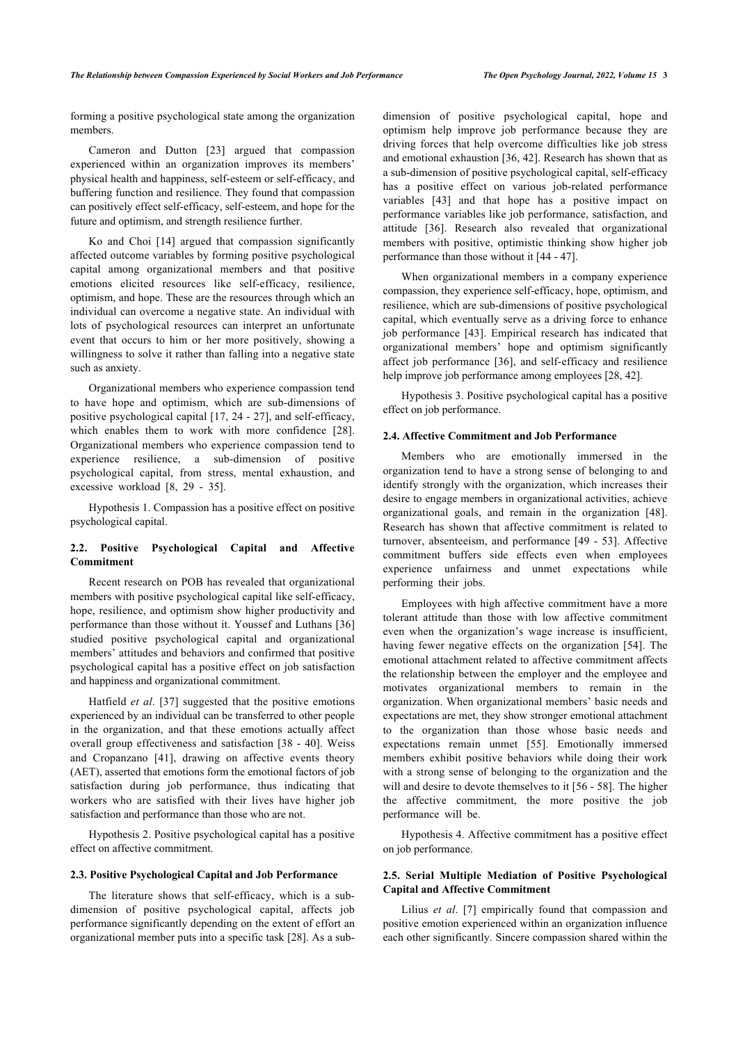forming a positive psychological state among the organization members.

Cameron and Dutton [23] argued that compassion experienced within an organization improves its members' physical health and happiness, self-esteem or self-efficacy, and buffering function and resilience. They found that compassion can positively effect self-efficacy, self-esteem, and hope for the future and optimism, and strength resilience further.

Ko and Choi [14] argued that compassion significantly affected outcome variables by forming positive psychological capital among organizational members and that positive emotions elicited resources like self-efficacy, resilience, optimism, and hope. These are the resources through which an individual can overcome a negative state. An individual with lots of psychological resources can interpret an unfortunate event that occurs to him or her more positively, showing a willingness to solve it rather than falling into a negative state such as anxiety.

Organizational members who experience compassion tend to have hope and optimism, which are sub-dimensions of positive psychological capital [17, 24 - 27], and self-efficacy, which enables them to work with more confidence [28]. Organizational members who experience compassion tend to experience resilience, a sub-dimension of positive psychological capital, from stress, mental exhaustion, and excessive workload [8, 29 - 35].

Hypothesis 1. Compassion has a positive effect on positive psychological capital.

### 2.2. Positive Psychological Capital and Affective Commitment

Recent research on POB has revealed that organizational members with positive psychological capital like self-efficacy, hope, resilience, and optimism show higher productivity and performance than those without it. Youssef and Luthans [36] studied positive psychological capital and organizational members' attitudes and behaviors and confirmed that positive psychological capital has a positive effect on job satisfaction and happiness and organizational commitment.

Hatfield *et al*. [37] suggested that the positive emotions experienced by an individual can be transferred to other people in the organization, and that these emotions actually affect overall group effectiveness and satisfaction [38 - 40]. Weiss and Cropanzano [41], drawing on affective events theory (AET), asserted that emotions form the emotional factors of job satisfaction during job performance, thus indicating that workers who are satisfied with their lives have higher job satisfaction and performance than those who are not.

Hypothesis 2. Positive psychological capital has a positive effect on affective commitment.

### 2.3. Positive Psychological Capital and Job Performance

The literature shows that self-efficacy, which is a sub-dimension of positive psychological capital, affects job performance significantly depending on the extent of effort an organizational member puts into a specific task [28]. As a sub-dimension of positive psychological capital, hope and optimism help improve job performance because they are driving forces that help overcome difficulties like job stress and emotional exhaustion [36, 42]. Research has shown that as a sub-dimension of positive psychological capital, self-efficacy has a positive effect on various job-related performance variables [43] and that hope has a positive impact on performance variables like job performance, satisfaction, and attitude [36]. Research also revealed that organizational members with positive, optimistic thinking show higher job performance than those without it [44 - 47].

When organizational members in a company experience compassion, they experience self-efficacy, hope, optimism, and resilience, which are sub-dimensions of positive psychological capital, which eventually serve as a driving force to enhance job performance [43]. Empirical research has indicated that organizational members' hope and optimism significantly affect job performance [36], and self-efficacy and resilience help improve job performance among employees [28, 42].

Hypothesis 3. Positive psychological capital has a positive effect on job performance.

### 2.4. Affective Commitment and Job Performance

Members who are emotionally immersed in the organization tend to have a strong sense of belonging to and identify strongly with the organization, which increases their desire to engage members in organizational activities, achieve organizational goals, and remain in the organization [48]. Research has shown that affective commitment is related to turnover, absenteeism, and performance [49 - 53]. Affective commitment buffers side effects even when employees experience unfairness and unmet expectations while performing their jobs.

Employees with high affective commitment have a more tolerant attitude than those with low affective commitment even when the organization's wage increase is insufficient, having fewer negative effects on the organization [54]. The emotional attachment related to affective commitment affects the relationship between the employer and the employee and motivates organizational members to remain in the organization. When organizational members' basic needs and expectations are met, they show stronger emotional attachment to the organization than those whose basic needs and expectations remain unmet [55]. Emotionally immersed members exhibit positive behaviors while doing their work with a strong sense of belonging to the organization and the will and desire to devote themselves to it [56 - 58]. The higher the affective commitment, the more positive the job performance will be.

Hypothesis 4. Affective commitment has a positive effect on job performance.

### 2.5. Serial Multiple Mediation of Positive Psychological Capital and Affective Commitment

Lilius *et al*. [7] empirically found that compassion and positive emotion experienced within an organization influence each other significantly. Sincere compassion shared within the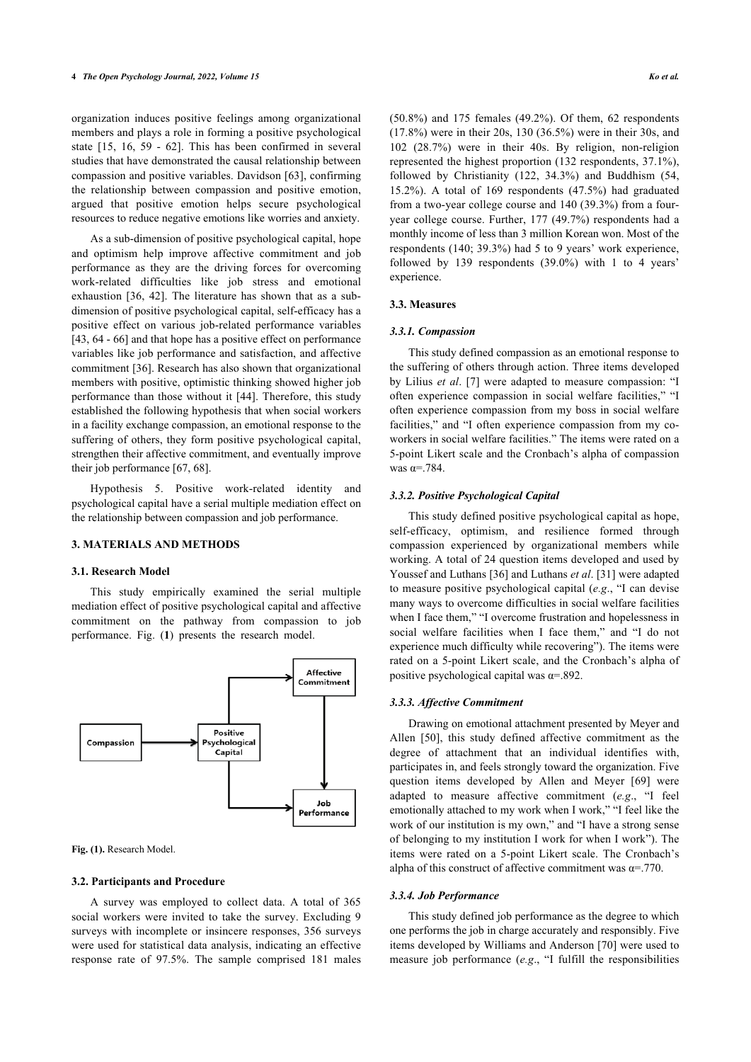organization induces positive feelings among organizational members and plays a role in forming a positive psychological state [15, 16, 59 - 62]. This has been confirmed in several studies that have demonstrated the causal relationship between compassion and positive variables. Davidson [63], confirming the relationship between compassion and positive emotion, argued that positive emotion helps secure psychological resources to reduce negative emotions like worries and anxiety.

As a sub-dimension of positive psychological capital, hope and optimism help improve affective commitment and job performance as they are the driving forces for overcoming work-related difficulties like job stress and emotional exhaustion [36, 42]. The literature has shown that as a sub-dimension of positive psychological capital, self-efficacy has a positive effect on various job-related performance variables [43, 64 - 66] and that hope has a positive effect on performance variables like job performance and satisfaction, and affective commitment [36]. Research has also shown that organizational members with positive, optimistic thinking showed higher job performance than those without it [44]. Therefore, this study established the following hypothesis that when social workers in a facility exchange compassion, an emotional response to the suffering of others, they form positive psychological capital, strengthen their affective commitment, and eventually improve their job performance [67, 68].

Hypothesis 5. Positive work-related identity and psychological capital have a serial multiple mediation effect on the relationship between compassion and job performance.

## 3. MATERIALS AND METHODS

### 3.1. Research Model

This study empirically examined the serial multiple mediation effect of positive psychological capital and affective commitment on the pathway from compassion to job performance. Fig. (**1**) presents the research model.

Compassion → Positive Psychological Capital → Affective Commitment → Job Performance

**Fig. (1).** Research Model.

### 3.2. Participants and Procedure

A survey was employed to collect data. A total of 365 social workers were invited to take the survey. Excluding 9 surveys with incomplete or insincere responses, 356 surveys were used for statistical data analysis, indicating an effective response rate of 97.5%. The sample comprised 181 males (50.8%) and 175 females (49.2%). Of them, 62 respondents (17.8%) were in their 20s, 130 (36.5%) were in their 30s, and 102 (28.7%) were in their 40s. By religion, non-religion represented the highest proportion (132 respondents, 37.1%), followed by Christianity (122, 34.3%) and Buddhism (54, 15.2%). A total of 169 respondents (47.5%) had graduated from a two-year college course and 140 (39.3%) from a four-year college course. Further, 177 (49.7%) respondents had a monthly income of less than 3 million Korean won. Most of the respondents (140; 39.3%) had 5 to 9 years' work experience, followed by 139 respondents (39.0%) with 1 to 4 years' experience.

### 3.3. Measures

#### *3.3.1. Compassion*

This study defined compassion as an emotional response to the suffering of others through action. Three items developed by Lilius *et al*. [7] were adapted to measure compassion: "I often experience compassion in social welfare facilities," "I often experience compassion from my boss in social welfare facilities," and "I often experience compassion from my co-workers in social welfare facilities." The items were rated on a 5-point Likert scale and the Cronbach's alpha of compassion was α=.784.

#### *3.3.2. Positive Psychological Capital*

This study defined positive psychological capital as hope, self-efficacy, optimism, and resilience formed through compassion experienced by organizational members while working. A total of 24 question items developed and used by Youssef and Luthans [36] and Luthans *et al*. [31] were adapted to measure positive psychological capital (*e.g*., "I can devise many ways to overcome difficulties in social welfare facilities when I face them," "I overcome frustration and hopelessness in social welfare facilities when I face them," and "I do not experience much difficulty while recovering"). The items were rated on a 5-point Likert scale, and the Cronbach's alpha of positive psychological capital was α=.892.

#### *3.3.3. Affective Commitment*

Drawing on emotional attachment presented by Meyer and Allen [50], this study defined affective commitment as the degree of attachment that an individual identifies with, participates in, and feels strongly toward the organization. Five question items developed by Allen and Meyer [69] were adapted to measure affective commitment (*e.g*., "I feel emotionally attached to my work when I work," "I feel like the work of our institution is my own," and "I have a strong sense of belonging to my institution I work for when I work"). The items were rated on a 5-point Likert scale. The Cronbach's alpha of this construct of affective commitment was α=.770.

#### *3.3.4. Job Performance*

This study defined job performance as the degree to which one performs the job in charge accurately and responsibly. Five items developed by Williams and Anderson [70] were used to measure job performance (*e.g*., "I fulfill the responsibilities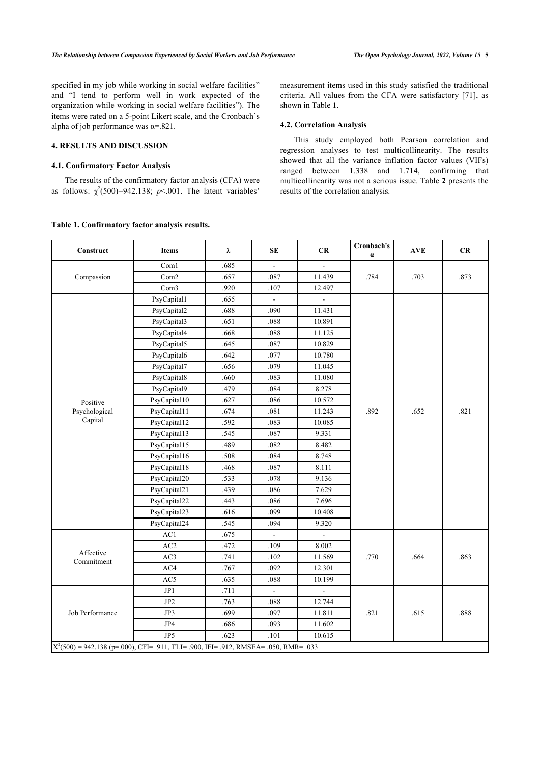specified in my job while working in social welfare facilities" and "I tend to perform well in work expected of the organization while working in social welfare facilities"). The items were rated on a 5-point Likert scale, and the Cronbach's alpha of job performance was α=.821.

## 4. RESULTS AND DISCUSSION

### 4.1. Confirmatory Factor Analysis

The results of the confirmatory factor analysis (CFA) were as follows: $\chi^2(500)=942.138$; $p<.001$. The latent variables' measurement items used in this study satisfied the traditional criteria. All values from the CFA were satisfactory [71], as shown in Table **1**.

### 4.2. Correlation Analysis

This study employed both Pearson correlation and regression analyses to test multicollinearity. The results showed that all the variance inflation factor values (VIFs) ranged between 1.338 and 1.714, confirming that multicollinearity was not a serious issue. Table **2** presents the results of the correlation analysis.

**Table 1. Confirmatory factor analysis results.**

| Construct | Items | λ | SE | CR | Cronbach's α | AVE | CR |
|---|---|---|---|---|---|---|---|
| Compassion | Com1 | .685 | - | - | .784 | .703 | .873 |
| | Com2 | .657 | .087 | 11.439 | | | |
| | Com3 | .920 | .107 | 12.497 | | | |
| Positive Psychological Capital | PsyCapital1 | .655 | - | - | .892 | .652 | .821 |
| | PsyCapital2 | .688 | .090 | 11.431 | | | |
| | PsyCapital3 | .651 | .088 | 10.891 | | | |
| | PsyCapital4 | .668 | .088 | 11.125 | | | |
| | PsyCapital5 | .645 | .087 | 10.829 | | | |
| | PsyCapital6 | .642 | .077 | 10.780 | | | |
| | PsyCapital7 | .656 | .079 | 11.045 | | | |
| | PsyCapital8 | .660 | .083 | 11.080 | | | |
| | PsyCapital9 | .479 | .084 | 8.278 | | | |
| | PsyCapital10 | .627 | .086 | 10.572 | | | |
| | PsyCapital11 | .674 | .081 | 11.243 | | | |
| | PsyCapital12 | .592 | .083 | 10.085 | | | |
| | PsyCapital13 | .545 | .087 | 9.331 | | | |
| | PsyCapital15 | .489 | .082 | 8.482 | | | |
| | PsyCapital16 | .508 | .084 | 8.748 | | | |
| | PsyCapital18 | .468 | .087 | 8.111 | | | |
| | PsyCapital20 | .533 | .078 | 9.136 | | | |
| | PsyCapital21 | .439 | .086 | 7.629 | | | |
| | PsyCapital22 | .443 | .086 | 7.696 | | | |
| | PsyCapital23 | .616 | .099 | 10.408 | | | |
| | PsyCapital24 | .545 | .094 | 9.320 | | | |
| Affective Commitment | AC1 | .675 | - | - | .770 | .664 | .863 |
| | AC2 | .472 | .109 | 8.002 | | | |
| | AC3 | .741 | .102 | 11.569 | | | |
| | AC4 | .767 | .092 | 12.301 | | | |
| | AC5 | .635 | .088 | 10.199 | | | |
| Job Performance | JP1 | .711 | - | - | .821 | .615 | .888 |
| | JP2 | .763 | .088 | 12.744 | | | |
| | JP3 | .699 | .097 | 11.811 | | | |
| | JP4 | .686 | .093 | 11.602 | | | |
| | JP5 | .623 | .101 | 10.615 | | | |

$X^2(500)$ = 942.138 (p=.000), CFI= .911, TLI= .900, IFI= .912, RMSEA= .050, RMR= .033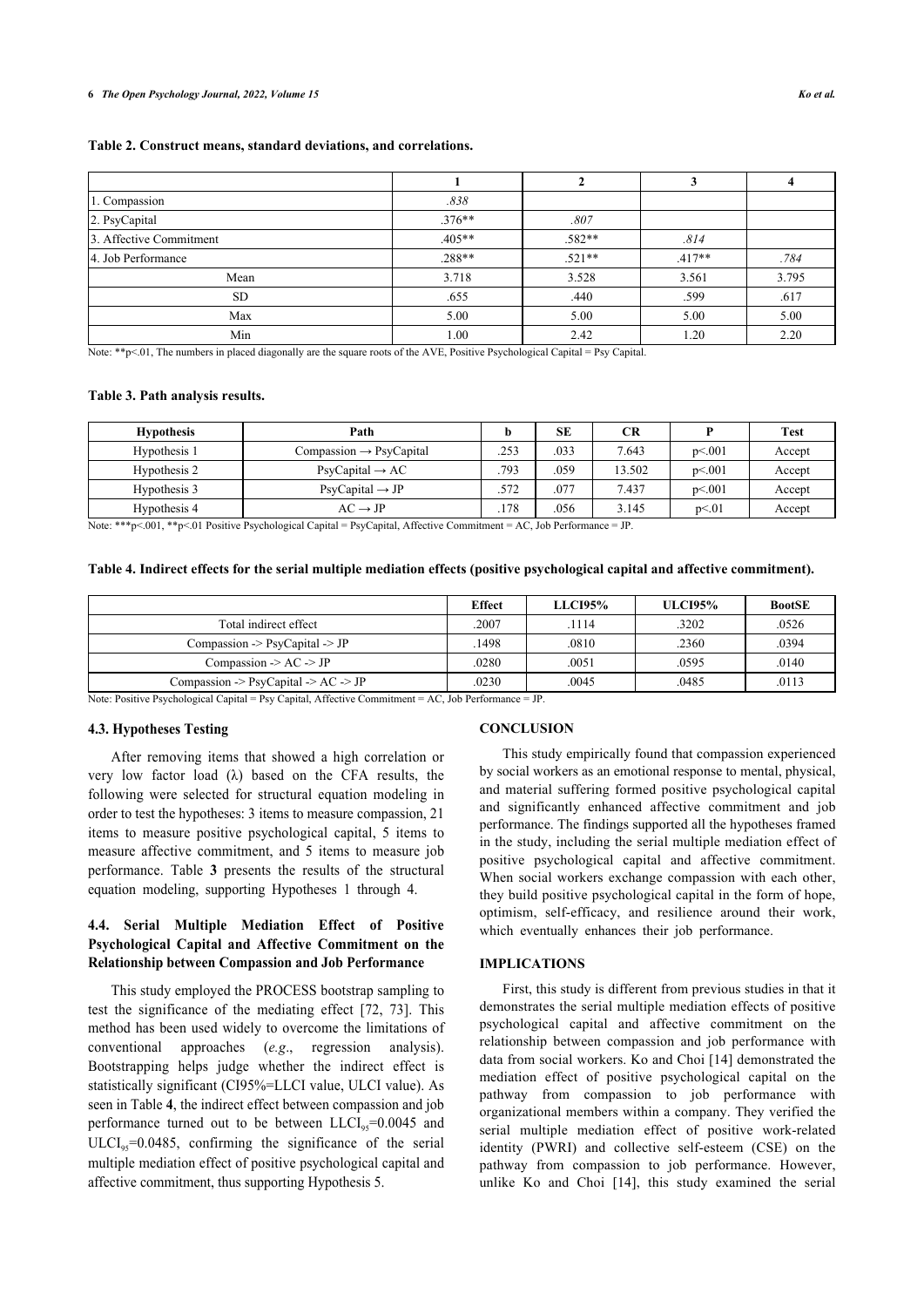**Table 2. Construct means, standard deviations, and correlations.**

| | 1 | 2 | 3 | 4 |
|---|---|---|---|---|
| 1. Compassion | *.838* | | | |
| 2. PsyCapital | .376** | *.807* | | |
| 3. Affective Commitment | .405** | .582** | *.814* | |
| 4. Job Performance | .288** | .521** | .417** | *.784* |
| Mean | 3.718 | 3.528 | 3.561 | 3.795 |
| SD | .655 | .440 | .599 | .617 |
| Max | 5.00 | 5.00 | 5.00 | 5.00 |
| Min | 1.00 | 2.42 | 1.20 | 2.20 |

Note: **p<.01, The numbers in placed diagonally are the square roots of the AVE, Positive Psychological Capital = Psy Capital.

**Table 3. Path analysis results.**

| Hypothesis | Path | b | SE | CR | P | Test |
|---|---|---|---|---|---|---|
| Hypothesis 1 | Compassion → PsyCapital | .253 | .033 | 7.643 | p<.001 | Accept |
| Hypothesis 2 | PsyCapital → AC | .793 | .059 | 13.502 | p<.001 | Accept |
| Hypothesis 3 | PsyCapital → JP | .572 | .077 | 7.437 | p<.001 | Accept |
| Hypothesis 4 | AC → JP | .178 | .056 | 3.145 | p<.01 | Accept |

Note: ***p<.001, **p<.01 Positive Psychological Capital = PsyCapital, Affective Commitment = AC, Job Performance = JP.

**Table 4. Indirect effects for the serial multiple mediation effects (positive psychological capital and affective commitment).**

| | Effect | LLCI95% | ULCI95% | BootSE |
|---|---|---|---|---|
| Total indirect effect | .2007 | .1114 | .3202 | .0526 |
| Compassion -> PsyCapital -> JP | .1498 | .0810 | .2360 | .0394 |
| Compassion -> AC -> JP | .0280 | .0051 | .0595 | .0140 |
| Compassion -> PsyCapital -> AC -> JP | .0230 | .0045 | .0485 | .0113 |

Note: Positive Psychological Capital = Psy Capital, Affective Commitment = AC, Job Performance = JP.

### 4.3. Hypotheses Testing

After removing items that showed a high correlation or very low factor load (λ) based on the CFA results, the following were selected for structural equation modeling in order to test the hypotheses: 3 items to measure compassion, 21 items to measure positive psychological capital, 5 items to measure affective commitment, and 5 items to measure job performance. Table **3** presents the results of the structural equation modeling, supporting Hypotheses 1 through 4.

### 4.4. Serial Multiple Mediation Effect of Positive Psychological Capital and Affective Commitment on the Relationship between Compassion and Job Performance

This study employed the PROCESS bootstrap sampling to test the significance of the mediating effect [72, 73]. This method has been used widely to overcome the limitations of conventional approaches (*e.g*., regression analysis). Bootstrapping helps judge whether the indirect effect is statistically significant (CI95%=LLCI value, ULCI value). As seen in Table **4**, the indirect effect between compassion and job performance turned out to be between $LLCI_{95}$=0.0045 and $ULCI_{95}$=0.0485, confirming the significance of the serial multiple mediation effect of positive psychological capital and affective commitment, thus supporting Hypothesis 5.

## CONCLUSION

This study empirically found that compassion experienced by social workers as an emotional response to mental, physical, and material suffering formed positive psychological capital and significantly enhanced affective commitment and job performance. The findings supported all the hypotheses framed in the study, including the serial multiple mediation effect of positive psychological capital and affective commitment. When social workers exchange compassion with each other, they build positive psychological capital in the form of hope, optimism, self-efficacy, and resilience around their work, which eventually enhances their job performance.

## IMPLICATIONS

First, this study is different from previous studies in that it demonstrates the serial multiple mediation effects of positive psychological capital and affective commitment on the relationship between compassion and job performance with data from social workers. Ko and Choi [14] demonstrated the mediation effect of positive psychological capital on the pathway from compassion to job performance with organizational members within a company. They verified the serial multiple mediation effect of positive work-related identity (PWRI) and collective self-esteem (CSE) on the pathway from compassion to job performance. However, unlike Ko and Choi [14], this study examined the serial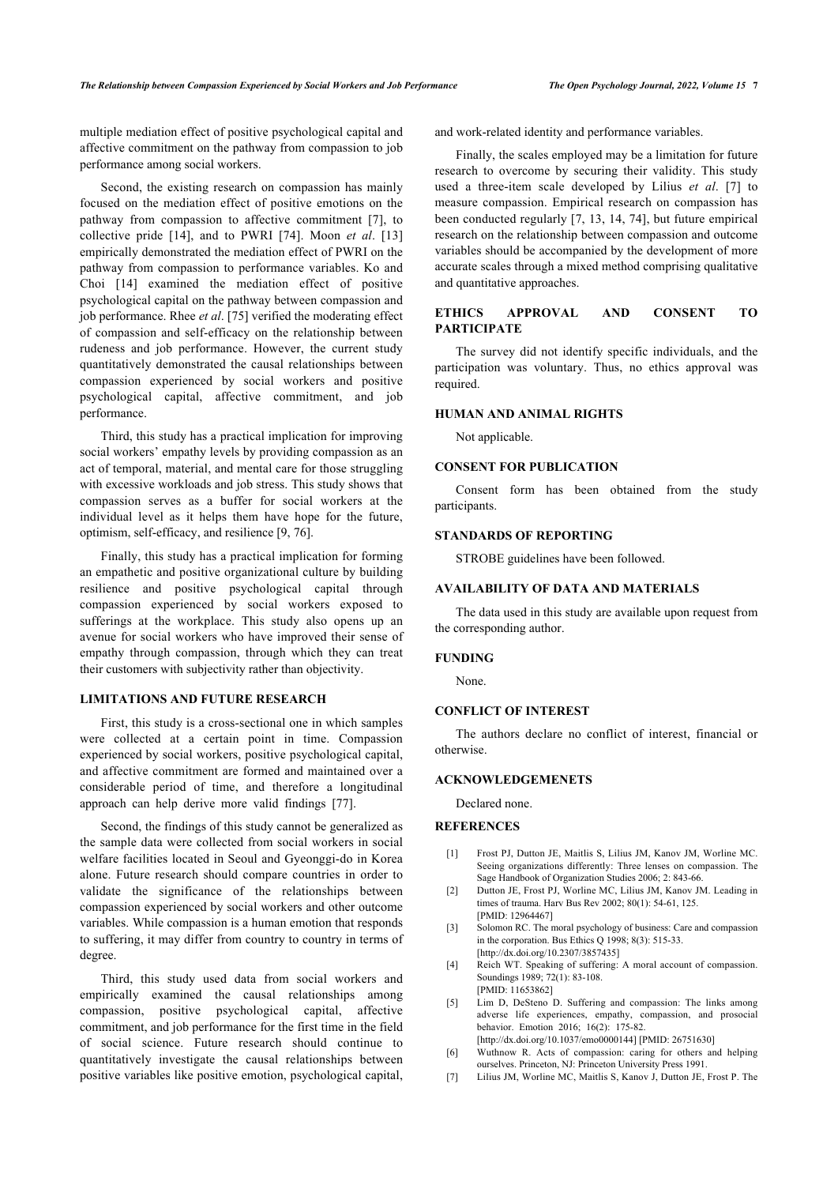multiple mediation effect of positive psychological capital and affective commitment on the pathway from compassion to job performance among social workers.

Second, the existing research on compassion has mainly focused on the mediation effect of positive emotions on the pathway from compassion to affective commitment [7], to collective pride [14], and to PWRI [74]. Moon *et al*. [13] empirically demonstrated the mediation effect of PWRI on the pathway from compassion to performance variables. Ko and Choi [14] examined the mediation effect of positive psychological capital on the pathway between compassion and job performance. Rhee *et al*. [75] verified the moderating effect of compassion and self-efficacy on the relationship between rudeness and job performance. However, the current study quantitatively demonstrated the causal relationships between compassion experienced by social workers and positive psychological capital, affective commitment, and job performance.

Third, this study has a practical implication for improving social workers' empathy levels by providing compassion as an act of temporal, material, and mental care for those struggling with excessive workloads and job stress. This study shows that compassion serves as a buffer for social workers at the individual level as it helps them have hope for the future, optimism, self-efficacy, and resilience [9, 76].

Finally, this study has a practical implication for forming an empathetic and positive organizational culture by building resilience and positive psychological capital through compassion experienced by social workers exposed to sufferings at the workplace. This study also opens up an avenue for social workers who have improved their sense of empathy through compassion, through which they can treat their customers with subjectivity rather than objectivity.

## LIMITATIONS AND FUTURE RESEARCH

First, this study is a cross-sectional one in which samples were collected at a certain point in time. Compassion experienced by social workers, positive psychological capital, and affective commitment are formed and maintained over a considerable period of time, and therefore a longitudinal approach can help derive more valid findings [77].

Second, the findings of this study cannot be generalized as the sample data were collected from social workers in social welfare facilities located in Seoul and Gyeonggi-do in Korea alone. Future research should compare countries in order to validate the significance of the relationships between compassion experienced by social workers and other outcome variables. While compassion is a human emotion that responds to suffering, it may differ from country to country in terms of degree.

Third, this study used data from social workers and empirically examined the causal relationships among compassion, positive psychological capital, affective commitment, and job performance for the first time in the field of social science. Future research should continue to quantitatively investigate the causal relationships between positive variables like positive emotion, psychological capital, and work-related identity and performance variables.

Finally, the scales employed may be a limitation for future research to overcome by securing their validity. This study used a three-item scale developed by Lilius *et al*. [7] to measure compassion. Empirical research on compassion has been conducted regularly [7, 13, 14, 74], but future empirical research on the relationship between compassion and outcome variables should be accompanied by the development of more accurate scales through a mixed method comprising qualitative and quantitative approaches.

## ETHICS APPROVAL AND CONSENT TO PARTICIPATE

The survey did not identify specific individuals, and the participation was voluntary. Thus, no ethics approval was required.

## HUMAN AND ANIMAL RIGHTS

Not applicable.

## CONSENT FOR PUBLICATION

Consent form has been obtained from the study participants.

## STANDARDS OF REPORTING

STROBE guidelines have been followed.

## AVAILABILITY OF DATA AND MATERIALS

The data used in this study are available upon request from the corresponding author.

## FUNDING

None.

## CONFLICT OF INTEREST

The authors declare no conflict of interest, financial or otherwise.

## ACKNOWLEDGEMENETS

Declared none.

## REFERENCES

[1] Frost PJ, Dutton JE, Maitlis S, Lilius JM, Kanov JM, Worline MC. Seeing organizations differently: Three lenses on compassion. The Sage Handbook of Organization Studies 2006; 2: 843-66.

[2] Dutton JE, Frost PJ, Worline MC, Lilius JM, Kanov JM. Leading in times of trauma. Harv Bus Rev 2002; 80(1): 54-61, 125. [PMID: 12964467]

[3] Solomon RC. The moral psychology of business: Care and compassion in the corporation. Bus Ethics Q 1998; 8(3): 515-33. [http://dx.doi.org/10.2307/3857435]

[4] Reich WT. Speaking of suffering: A moral account of compassion. Soundings 1989; 72(1): 83-108. [PMID: 11653862]

[5] Lim D, DeSteno D. Suffering and compassion: The links among adverse life experiences, empathy, compassion, and prosocial behavior. Emotion 2016; 16(2): 175-82. [http://dx.doi.org/10.1037/emo0000144] [PMID: 26751630]

[6] Wuthnow R. Acts of compassion: caring for others and helping ourselves. Princeton, NJ: Princeton University Press 1991.

[7] Lilius JM, Worline MC, Maitlis S, Kanov J, Dutton JE, Frost P. The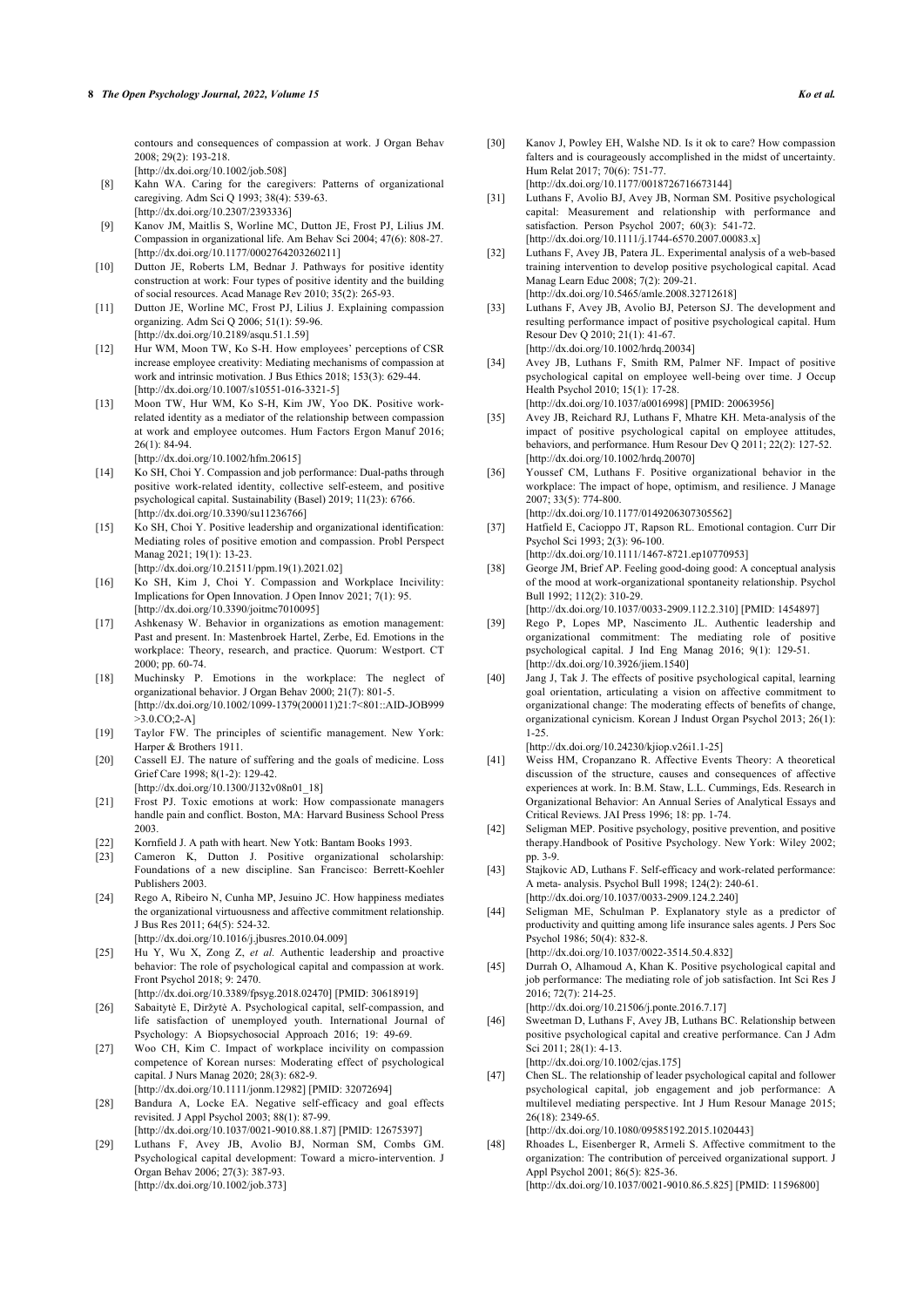contours and consequences of compassion at work. J Organ Behav 2008; 29(2): 193-218.
[http://dx.doi.org/10.1002/job.508]

[8] Kahn WA. Caring for the caregivers: Patterns of organizational caregiving. Adm Sci Q 1993; 38(4): 539-63.
[http://dx.doi.org/10.2307/2393336]

[9] Kanov JM, Maitlis S, Worline MC, Dutton JE, Frost PJ, Lilius JM. Compassion in organizational life. Am Behav Sci 2004; 47(6): 808-27.
[http://dx.doi.org/10.1177/0002764203260211]

[10] Dutton JE, Roberts LM, Bednar J. Pathways for positive identity construction at work: Four types of positive identity and the building of social resources. Acad Manage Rev 2010; 35(2): 265-93.

[11] Dutton JE, Worline MC, Frost PJ, Lilius J. Explaining compassion organizing. Adm Sci Q 2006; 51(1): 59-96.
[http://dx.doi.org/10.2189/asqu.51.1.59]

[12] Hur WM, Moon TW, Ko S-H. How employees' perceptions of CSR increase employee creativity: Mediating mechanisms of compassion at work and intrinsic motivation. J Bus Ethics 2018; 153(3): 629-44.
[http://dx.doi.org/10.1007/s10551-016-3321-5]

[13] Moon TW, Hur WM, Ko S-H, Kim JW, Yoo DK. Positive work-related identity as a mediator of the relationship between compassion at work and employee outcomes. Hum Factors Ergon Manuf 2016; 26(1): 84-94.
[http://dx.doi.org/10.1002/hfm.20615]

[14] Ko SH, Choi Y. Compassion and job performance: Dual-paths through positive work-related identity, collective self-esteem, and positive psychological capital. Sustainability (Basel) 2019; 11(23): 6766.
[http://dx.doi.org/10.3390/su11236766]

[15] Ko SH, Choi Y. Positive leadership and organizational identification: Mediating roles of positive emotion and compassion. Probl Perspect Manag 2021; 19(1): 13-23.
[http://dx.doi.org/10.21511/ppm.19(1).2021.02]

[16] Ko SH, Kim J, Choi Y. Compassion and Workplace Incivility: Implications for Open Innovation. J Open Innov 2021; 7(1): 95.
[http://dx.doi.org/10.3390/joitmc7010095]

[17] Ashkenasy W. Behavior in organizations as emotion management: Past and present. In: Mastenbroek Hartel, Zerbe, Ed. Emotions in the workplace: Theory, research, and practice. Quorum: Westport. CT 2000; pp. 60-74.

[18] Muchinsky P. Emotions in the workplace: The neglect of organizational behavior. J Organ Behav 2000; 21(7): 801-5.
[http://dx.doi.org/10.1002/1099-1379(200011)21:7<801::AID-JOB999>3.0.CO;2-A]

[19] Taylor FW. The principles of scientific management. New York: Harper & Brothers 1911.

[20] Cassell EJ. The nature of suffering and the goals of medicine. Loss Grief Care 1998; 8(1-2): 129-42.
[http://dx.doi.org/10.1300/J132v08n01_18]

[21] Frost PJ. Toxic emotions at work: How compassionate managers handle pain and conflict. Boston, MA: Harvard Business School Press 2003.

[22] Kornfield J. A path with heart. New Yotk: Bantam Books 1993.

[23] Cameron K, Dutton J. Positive organizational scholarship: Foundations of a new discipline. San Francisco: Berrett-Koehler Publishers 2003.

[24] Rego A, Ribeiro N, Cunha MP, Jesuino JC. How happiness mediates the organizational virtuousness and affective commitment relationship. J Bus Res 2011; 64(5): 524-32.
[http://dx.doi.org/10.1016/j.jbusres.2010.04.009]

[25] Hu Y, Wu X, Zong Z, *et al.* Authentic leadership and proactive behavior: The role of psychological capital and compassion at work. Front Psychol 2018; 9: 2470.
[http://dx.doi.org/10.3389/fpsyg.2018.02470] [PMID: 30618919]

[26] Sabaitytė E, Diržytė A. Psychological capital, self-compassion, and life satisfaction of unemployed youth. International Journal of Psychology: A Biopsychosocial Approach 2016; 19: 49-69.

[27] Woo CH, Kim C. Impact of workplace incivility on compassion competence of Korean nurses: Moderating effect of psychological capital. J Nurs Manag 2020; 28(3): 682-9.
[http://dx.doi.org/10.1111/jonm.12982] [PMID: 32072694]

[28] Bandura A, Locke EA. Negative self-efficacy and goal effects revisited. J Appl Psychol 2003; 88(1): 87-99.
[http://dx.doi.org/10.1037/0021-9010.88.1.87] [PMID: 12675397]

[29] Luthans F, Avey JB, Avolio BJ, Norman SM, Combs GM. Psychological capital development: Toward a micro-intervention. J Organ Behav 2006; 27(3): 387-93.
[http://dx.doi.org/10.1002/job.373]

[30] Kanov J, Powley EH, Walshe ND. Is it ok to care? How compassion falters and is courageously accomplished in the midst of uncertainty. Hum Relat 2017; 70(6): 751-77.
[http://dx.doi.org/10.1177/0018726716673144]

[31] Luthans F, Avolio BJ, Avey JB, Norman SM. Positive psychological capital: Measurement and relationship with performance and satisfaction. Person Psychol 2007; 60(3): 541-72.
[http://dx.doi.org/10.1111/j.1744-6570.2007.00083.x]

[32] Luthans F, Avey JB, Patera JL. Experimental analysis of a web-based training intervention to develop positive psychological capital. Acad Manag Learn Educ 2008; 7(2): 209-21.
[http://dx.doi.org/10.5465/amle.2008.32712618]

[33] Luthans F, Avey JB, Avolio BJ, Peterson SJ. The development and resulting performance impact of positive psychological capital. Hum Resour Dev Q 2010; 21(1): 41-67.
[http://dx.doi.org/10.1002/hrdq.20034]

[34] Avey JB, Luthans F, Smith RM, Palmer NF. Impact of positive psychological capital on employee well-being over time. J Occup Health Psychol 2010; 15(1): 17-28.
[http://dx.doi.org/10.1037/a0016998] [PMID: 20063956]

[35] Avey JB, Reichard RJ, Luthans F, Mhatre KH. Meta-analysis of the impact of positive psychological capital on employee attitudes, behaviors, and performance. Hum Resour Dev Q 2011; 22(2): 127-52.
[http://dx.doi.org/10.1002/hrdq.20070]

[36] Youssef CM, Luthans F. Positive organizational behavior in the workplace: The impact of hope, optimism, and resilience. J Manage 2007; 33(5): 774-800.
[http://dx.doi.org/10.1177/0149206307305562]

[37] Hatfield E, Cacioppo JT, Rapson RL. Emotional contagion. Curr Dir Psychol Sci 1993; 2(3): 96-100.
[http://dx.doi.org/10.1111/1467-8721.ep10770953]

[38] George JM, Brief AP. Feeling good-doing good: A conceptual analysis of the mood at work-organizational spontaneity relationship. Psychol Bull 1992; 112(2): 310-29.
[http://dx.doi.org/10.1037/0033-2909.112.2.310] [PMID: 1454897]

[39] Rego P, Lopes MP, Nascimento JL. Authentic leadership and organizational commitment: The mediating role of positive psychological capital. J Ind Eng Manag 2016; 9(1): 129-51.
[http://dx.doi.org/10.3926/jiem.1540]

[40] Jang J, Tak J. The effects of positive psychological capital, learning goal orientation, articulating a vision on affective commitment to organizational change: The moderating effects of benefits of change, organizational cynicism. Korean J Indust Organ Psychol 2013; 26(1): 1-25.
[http://dx.doi.org/10.24230/kjiop.v26i1.1-25]

[41] Weiss HM, Cropanzano R. Affective Events Theory: A theoretical discussion of the structure, causes and consequences of affective experiences at work. In: B.M. Staw, L.L. Cummings, Eds. Research in Organizational Behavior: An Annual Series of Analytical Essays and Critical Reviews. JAI Press 1996; 18: pp. 1-74.

[42] Seligman MEP. Positive psychology, positive prevention, and positive therapy.Handbook of Positive Psychology. New York: Wiley 2002; pp. 3-9.

[43] Stajkovic AD, Luthans F. Self-efficacy and work-related performance: A meta- analysis. Psychol Bull 1998; 124(2): 240-61.
[http://dx.doi.org/10.1037/0033-2909.124.2.240]

[44] Seligman ME, Schulman P. Explanatory style as a predictor of productivity and quitting among life insurance sales agents. J Pers Soc Psychol 1986; 50(4): 832-8.
[http://dx.doi.org/10.1037/0022-3514.50.4.832]

[45] Durrah O, Alhamoud A, Khan K. Positive psychological capital and job performance: The mediating role of job satisfaction. Int Sci Res J 2016; 72(7): 214-25.
[http://dx.doi.org/10.21506/j.ponte.2016.7.17]

[46] Sweetman D, Luthans F, Avey JB, Luthans BC. Relationship between positive psychological capital and creative performance. Can J Adm Sci 2011; 28(1): 4-13.
[http://dx.doi.org/10.1002/cjas.175]

[47] Chen SL. The relationship of leader psychological capital and follower psychological capital, job engagement and job performance: A multilevel mediating perspective. Int J Hum Resour Manage 2015; 26(18): 2349-65.
[http://dx.doi.org/10.1080/09585192.2015.1020443]

[48] Rhoades L, Eisenberger R, Armeli S. Affective commitment to the organization: The contribution of perceived organizational support. J Appl Psychol 2001; 86(5): 825-36.
[http://dx.doi.org/10.1037/0021-9010.86.5.825] [PMID: 11596800]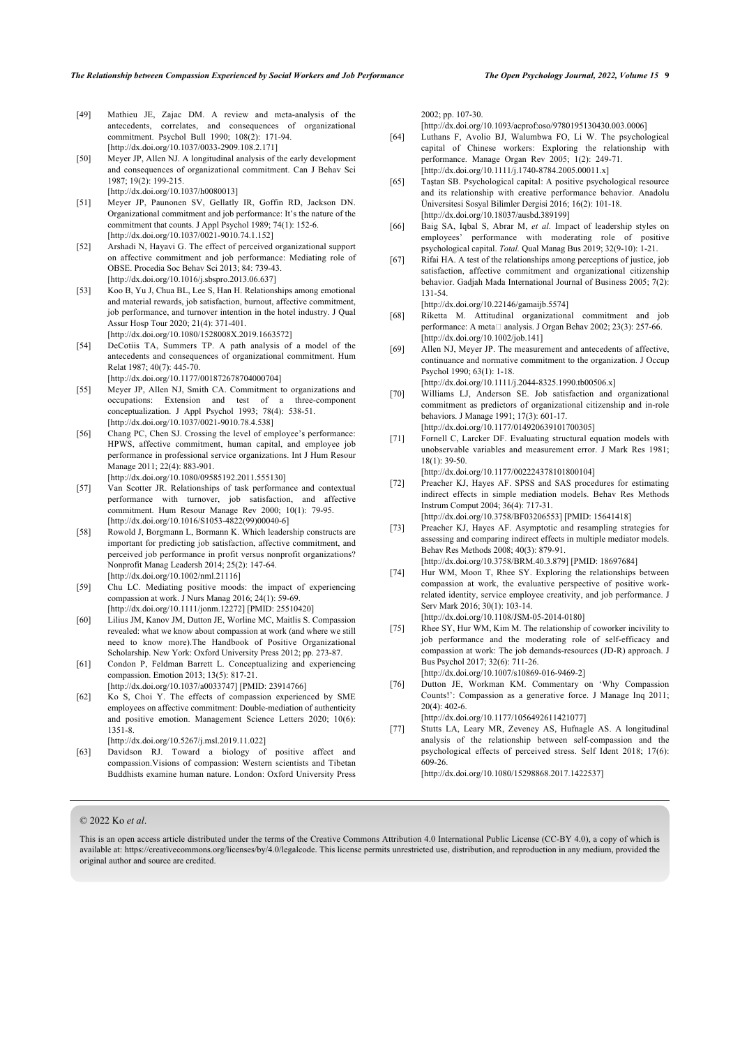[49] Mathieu JE, Zajac DM. A review and meta-analysis of the antecedents, correlates, and consequences of organizational commitment. Psychol Bull 1990; 108(2): 171-94. [http://dx.doi.org/10.1037/0033-2909.108.2.171]

[50] Meyer JP, Allen NJ. A longitudinal analysis of the early development and consequences of organizational commitment. Can J Behav Sci 1987; 19(2): 199-215. [http://dx.doi.org/10.1037/h0080013]

[51] Meyer JP, Paunonen SV, Gellatly IR, Goffin RD, Jackson DN. Organizational commitment and job performance: It's the nature of the commitment that counts. J Appl Psychol 1989; 74(1): 152-6. [http://dx.doi.org/10.1037/0021-9010.74.1.152]

[52] Arshadi N, Hayavi G. The effect of perceived organizational support on affective commitment and job performance: Mediating role of OBSE. Procedia Soc Behav Sci 2013; 84: 739-43. [http://dx.doi.org/10.1016/j.sbspro.2013.06.637]

[53] Koo B, Yu J, Chua BL, Lee S, Han H. Relationships among emotional and material rewards, job satisfaction, burnout, affective commitment, job performance, and turnover intention in the hotel industry. J Qual Assur Hosp Tour 2020; 21(4): 371-401. [http://dx.doi.org/10.1080/1528008X.2019.1663572]

[54] DeCotiis TA, Summers TP. A path analysis of a model of the antecedents and consequences of organizational commitment. Hum Relat 1987; 40(7): 445-70. [http://dx.doi.org/10.1177/001872678704000704]

[55] Meyer JP, Allen NJ, Smith CA. Commitment to organizations and occupations: Extension and test of a three-component conceptualization. J Appl Psychol 1993; 78(4): 538-51. [http://dx.doi.org/10.1037/0021-9010.78.4.538]

[56] Chang PC, Chen SJ. Crossing the level of employee's performance: HPWS, affective commitment, human capital, and employee job performance in professional service organizations. Int J Hum Resour Manage 2011; 22(4): 883-901. [http://dx.doi.org/10.1080/09585192.2011.555130]

[57] Van Scotter JR. Relationships of task performance and contextual performance with turnover, job satisfaction, and affective commitment. Hum Resour Manage Rev 2000; 10(1): 79-95. [http://dx.doi.org/10.1016/S1053-4822(99)00040-6]

[58] Rowold J, Borgmann L, Bormann K. Which leadership constructs are important for predicting job satisfaction, affective commitment, and perceived job performance in profit versus nonprofit organizations? Nonprofit Manag Leadersh 2014; 25(2): 147-64. [http://dx.doi.org/10.1002/nml.21116]

[59] Chu LC. Mediating positive moods: the impact of experiencing compassion at work. J Nurs Manag 2016; 24(1): 59-69. [http://dx.doi.org/10.1111/jonm.12272] [PMID: 25510420]

[60] Lilius JM, Kanov JM, Dutton JE, Worline MC, Maitlis S. Compassion revealed: what we know about compassion at work (and where we still need to know more).The Handbook of Positive Organizational Scholarship. New York: Oxford University Press 2012; pp. 273-87.

[61] Condon P, Feldman Barrett L. Conceptualizing and experiencing compassion. Emotion 2013; 13(5): 817-21. [http://dx.doi.org/10.1037/a0033747] [PMID: 23914766]

[62] Ko S, Choi Y. The effects of compassion experienced by SME employees on affective commitment: Double-mediation of authenticity and positive emotion. Management Science Letters 2020; 10(6): 1351-8. [http://dx.doi.org/10.5267/j.msl.2019.11.022]

[63] Davidson RJ. Toward a biology of positive affect and compassion.Visions of compassion: Western scientists and Tibetan Buddhists examine human nature. London: Oxford University Press 2002; pp. 107-30. [http://dx.doi.org/10.1093/acprof:oso/9780195130430.003.0006]

[64] Luthans F, Avolio BJ, Walumbwa FO, Li W. The psychological capital of Chinese workers: Exploring the relationship with performance. Manage Organ Rev 2005; 1(2): 249-71. [http://dx.doi.org/10.1111/j.1740-8784.2005.00011.x]

[65] Taştan SB. Psychological capital: A positive psychological resource and its relationship with creative performance behavior. Anadolu Üniversitesi Sosyal Bilimler Dergisi 2016; 16(2): 101-18. [http://dx.doi.org/10.18037/ausbd.389199]

[66] Baig SA, Iqbal S, Abrar M, *et al.* Impact of leadership styles on employees' performance with moderating role of positive psychological capital. *Total.* Qual Manag Bus 2019; 32(9-10): 1-21.

[67] Rifai HA. A test of the relationships among perceptions of justice, job satisfaction, affective commitment and organizational citizenship behavior. Gadjah Mada International Journal of Business 2005; 7(2): 131-54. [http://dx.doi.org/10.22146/gamaijb.5574]

[68] Riketta M. Attitudinal organizational commitment and job performance: A meta□ analysis. J Organ Behav 2002; 23(3): 257-66. [http://dx.doi.org/10.1002/job.141]

[69] Allen NJ, Meyer JP. The measurement and antecedents of affective, continuance and normative commitment to the organization. J Occup Psychol 1990; 63(1): 1-18. [http://dx.doi.org/10.1111/j.2044-8325.1990.tb00506.x]

[70] Williams LJ, Anderson SE. Job satisfaction and organizational commitment as predictors of organizational citizenship and in-role behaviors. J Manage 1991; 17(3): 601-17. [http://dx.doi.org/10.1177/014920639101700305]

[71] Fornell C, Larcker DF. Evaluating structural equation models with unobservable variables and measurement error. J Mark Res 1981; 18(1): 39-50. [http://dx.doi.org/10.1177/002224378101800104]

[72] Preacher KJ, Hayes AF. SPSS and SAS procedures for estimating indirect effects in simple mediation models. Behav Res Methods Instrum Comput 2004; 36(4): 717-31. [http://dx.doi.org/10.3758/BF03206553] [PMID: 15641418]

[73] Preacher KJ, Hayes AF. Asymptotic and resampling strategies for assessing and comparing indirect effects in multiple mediator models. Behav Res Methods 2008; 40(3): 879-91. [http://dx.doi.org/10.3758/BRM.40.3.879] [PMID: 18697684]

[74] Hur WM, Moon T, Rhee SY. Exploring the relationships between compassion at work, the evaluative perspective of positive work-related identity, service employee creativity, and job performance. J Serv Mark 2016; 30(1): 103-14. [http://dx.doi.org/10.1108/JSM-05-2014-0180]

[75] Rhee SY, Hur WM, Kim M. The relationship of coworker incivility to job performance and the moderating role of self-efficacy and compassion at work: The job demands-resources (JD-R) approach. J Bus Psychol 2017; 32(6): 711-26. [http://dx.doi.org/10.1007/s10869-016-9469-2]

[76] Dutton JE, Workman KM. Commentary on 'Why Compassion Counts!': Compassion as a generative force. J Manage Inq 2011; 20(4): 402-6. [http://dx.doi.org/10.1177/1056492611421077]

[77] Stutts LA, Leary MR, Zeveney AS, Hufnagle AS. A longitudinal analysis of the relationship between self-compassion and the psychological effects of perceived stress. Self Ident 2018; 17(6): 609-26. [http://dx.doi.org/10.1080/15298868.2017.1422537]

© 2022 Ko *et al*.

This is an open access article distributed under the terms of the Creative Commons Attribution 4.0 International Public License (CC-BY 4.0), a copy of which is available at: https://creativecommons.org/licenses/by/4.0/legalcode. This license permits unrestricted use, distribution, and reproduction in any medium, provided the original author and source are credited.